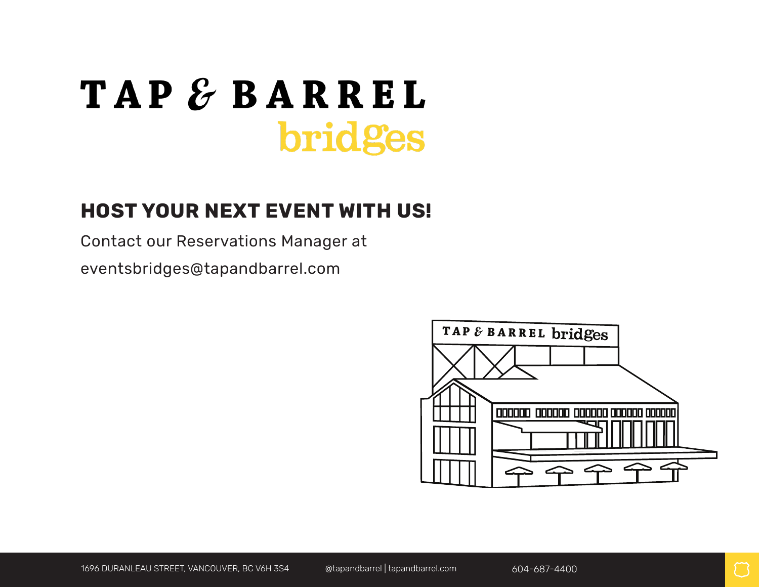# TAP & BARREL bridges

## HOST YOUR NEXT EVENT WITH US!

Contact our Reservations Manager at

eventsbridges@tapandbarrel.com

1696 DURANLEAU STREET, VANCOUVER, BC V6H 3S4 @tapandbarrel | tapandbarrel.com 604-687-4400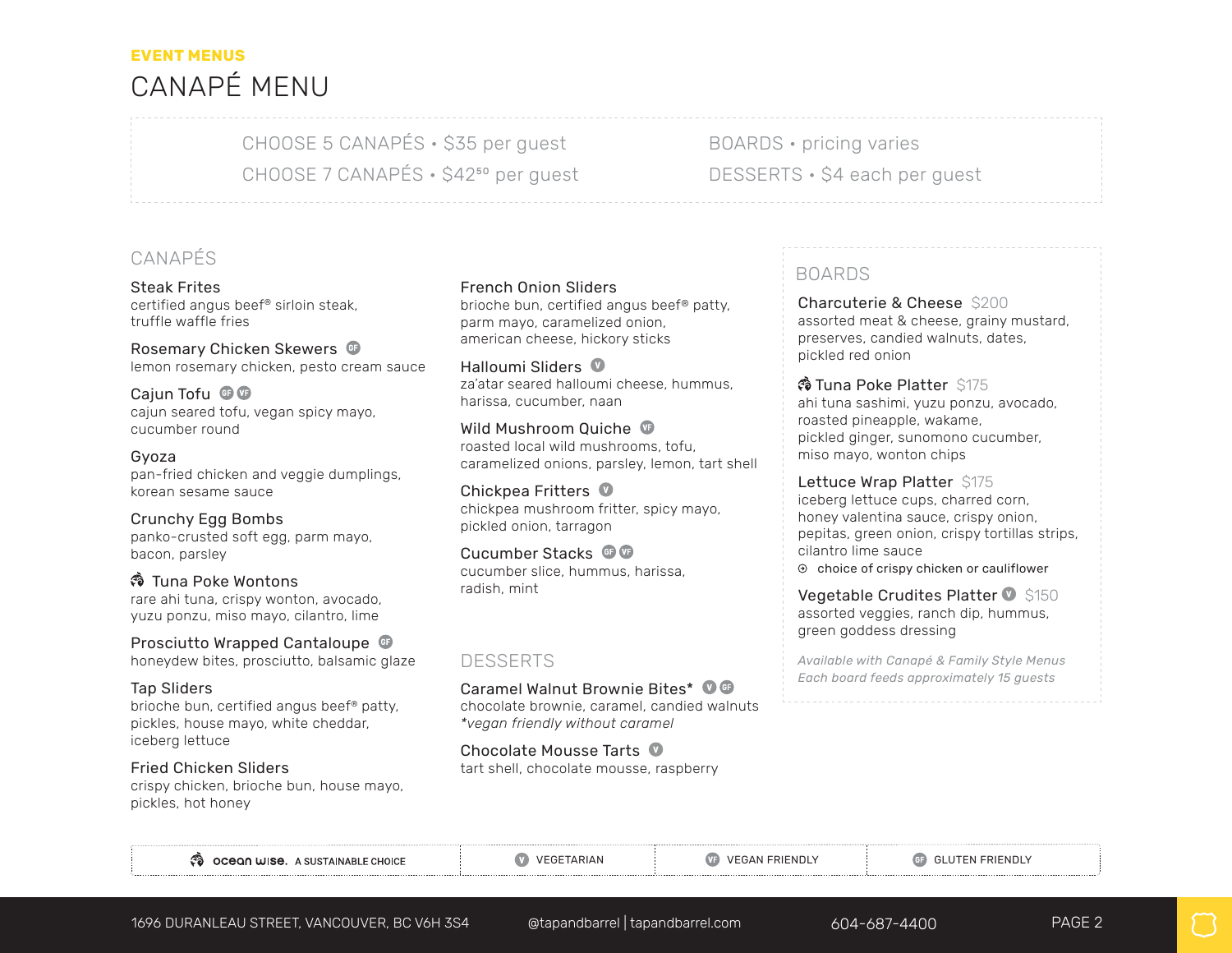**EVENT MENUS**

# CANAPÉ MENU

CHOOSE 5 CANAPÉS • $35 per guest
CHOOSE 7 CANAPÉS • $42.50 per guest

BOARDS • pricing varies
DESSERTS • $4 each per guest

## CANAPÉS

**Steak Frites**
certified angus beef® sirloin steak, truffle waffle fries

**Rosemary Chicken Skewers** (GF)
lemon rosemary chicken, pesto cream sauce

**Cajun Tofu** (GF) (VF)
cajun seared tofu, vegan spicy mayo, cucumber round

**Gyoza**
pan-fried chicken and veggie dumplings, korean sesame sauce

**Crunchy Egg Bombs**
panko-crusted soft egg, parm mayo, bacon, parsley

**Tuna Poke Wontons** (Ocean Wise)
rare ahi tuna, crispy wonton, avocado, yuzu ponzu, miso mayo, cilantro, lime

**Prosciutto Wrapped Cantaloupe** (GF)
honeydew bites, prosciutto, balsamic glaze

**Tap Sliders**
brioche bun, certified angus beef® patty, pickles, house mayo, white cheddar, iceberg lettuce

**Fried Chicken Sliders**
crispy chicken, brioche bun, house mayo, pickles, hot honey

**French Onion Sliders**
brioche bun, certified angus beef® patty, parm mayo, caramelized onion, american cheese, hickory sticks

**Halloumi Sliders** (V)
za'atar seared halloumi cheese, hummus, harissa, cucumber, naan

**Wild Mushroom Quiche** (VF)
roasted local wild mushrooms, tofu, caramelized onions, parsley, lemon, tart shell

**Chickpea Fritters** (V)
chickpea mushroom fritter, spicy mayo, pickled onion, tarragon

**Cucumber Stacks** (GF) (VF)
cucumber slice, hummus, harissa, radish, mint

## DESSERTS

**Caramel Walnut Brownie Bites*** (V) (GF)
chocolate brownie, caramel, candied walnuts
*\*vegan friendly without caramel*

**Chocolate Mousse Tarts** (V)
tart shell, chocolate mousse, raspberry

## BOARDS

**Charcuterie & Cheese** $200
assorted meat & cheese, grainy mustard, preserves, candied walnuts, dates, pickled red onion

**Tuna Poke Platter** (Ocean Wise) $175
ahi tuna sashimi, yuzu ponzu, avocado, roasted pineapple, wakame, pickled ginger, sunomono cucumber, miso mayo, wonton chips

**Lettuce Wrap Platter** $175
iceberg lettuce cups, charred corn, honey valentina sauce, crispy onion, pepitas, green onion, crispy tortillas strips, cilantro lime sauce
⊕ choice of crispy chicken or cauliflower

**Vegetable Crudites Platter** (V) $150
assorted veggies, ranch dip, hummus, green goddess dressing

*Available with Canapé & Family Style Menus*
*Each board feeds approximately 15 guests*

---

Ocean Wise. A SUSTAINABLE CHOICE | (V) VEGETARIAN | (VF) VEGAN FRIENDLY | (GF) GLUTEN FRIENDLY

1696 DURANLEAU STREET, VANCOUVER, BC V6H 3S4 | @tapandbarrel | tapandbarrel.com | 604-687-4400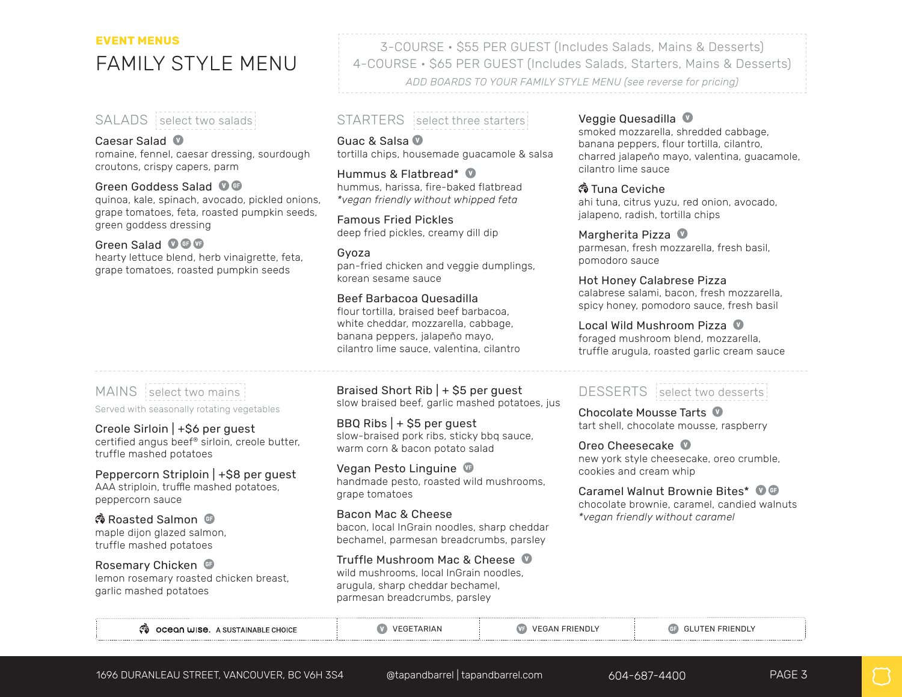**EVENT MENUS**

# FAMILY STYLE MENU

3-COURSE • $55 PER GUEST (Includes Salads, Mains & Desserts)
4-COURSE • $65 PER GUEST (Includes Salads, Starters, Mains & Desserts)
*ADD BOARDS TO YOUR FAMILY STYLE MENU (see reverse for pricing)*

## SALADS — select two salads

**Caesar Salad** (V)
romaine, fennel, caesar dressing, sourdough croutons, crispy capers, parm

**Green Goddess Salad** (V) (GF)
quinoa, kale, spinach, avocado, pickled onions, grape tomatoes, feta, roasted pumpkin seeds, green goddess dressing

**Green Salad** (V) (GF) (VF)
hearty lettuce blend, herb vinaigrette, feta, grape tomatoes, roasted pumpkin seeds

## STARTERS — select three starters

**Guac & Salsa** (V)
tortilla chips, housemade guacamole & salsa

**Hummus & Flatbread*** (V)
hummus, harissa, fire-baked flatbread
*\*vegan friendly without whipped feta*

**Famous Fried Pickles**
deep fried pickles, creamy dill dip

**Gyoza**
pan-fried chicken and veggie dumplings, korean sesame sauce

**Beef Barbacoa Quesadilla**
flour tortilla, braised beef barbacoa, white cheddar, mozzarella, cabbage, banana peppers, jalapeño mayo, cilantro lime sauce, valentina, cilantro

**Veggie Quesadilla** (V)
smoked mozzarella, shredded cabbage, banana peppers, flour tortilla, cilantro, charred jalapeño mayo, valentina, guacamole, cilantro lime sauce

**Tuna Ceviche** (Ocean Wise)
ahi tuna, citrus yuzu, red onion, avocado, jalapeno, radish, tortilla chips

**Margherita Pizza** (V)
parmesan, fresh mozzarella, fresh basil, pomodoro sauce

**Hot Honey Calabrese Pizza**
calabrese salami, bacon, fresh mozzarella, spicy honey, pomodoro sauce, fresh basil

**Local Wild Mushroom Pizza** (V)
foraged mushroom blend, mozzarella, truffle arugula, roasted garlic cream sauce

## MAINS — select two mains

Served with seasonally rotating vegetables

**Creole Sirloin | +$6 per guest**
certified angus beef® sirloin, creole butter, truffle mashed potatoes

**Peppercorn Striploin | +$8 per guest**
AAA striploin, truffle mashed potatoes, peppercorn sauce

**Roasted Salmon** (Ocean Wise) (GF)
maple dijon glazed salmon, truffle mashed potatoes

**Rosemary Chicken** (GF)
lemon rosemary roasted chicken breast, garlic mashed potatoes

**Braised Short Rib | + $5 per guest**
slow braised beef, garlic mashed potatoes, jus

**BBQ Ribs | + $5 per guest**
slow-braised pork ribs, sticky bbq sauce, warm corn & bacon potato salad

**Vegan Pesto Linguine** (VF)
handmade pesto, roasted wild mushrooms, grape tomatoes

**Bacon Mac & Cheese**
bacon, local InGrain noodles, sharp cheddar bechamel, parmesan breadcrumbs, parsley

**Truffle Mushroom Mac & Cheese** (V)
wild mushrooms, local InGrain noodles, arugula, sharp cheddar bechamel, parmesan breadcrumbs, parsley

## DESSERTS — select two desserts

**Chocolate Mousse Tarts** (V)
tart shell, chocolate mousse, raspberry

**Oreo Cheesecake** (V)
new york style cheesecake, oreo crumble, cookies and cream whip

**Caramel Walnut Brownie Bites*** (V) (GF)
chocolate brownie, caramel, candied walnuts
*\*vegan friendly without caramel*

ocean wise. A SUSTAINABLE CHOICE | (V) VEGETARIAN | (VF) VEGAN FRIENDLY | (GF) GLUTEN FRIENDLY

1696 DURANLEAU STREET, VANCOUVER, BC V6H 3S4 | @tapandbarrel | tapandbarrel.com | 604-687-4400